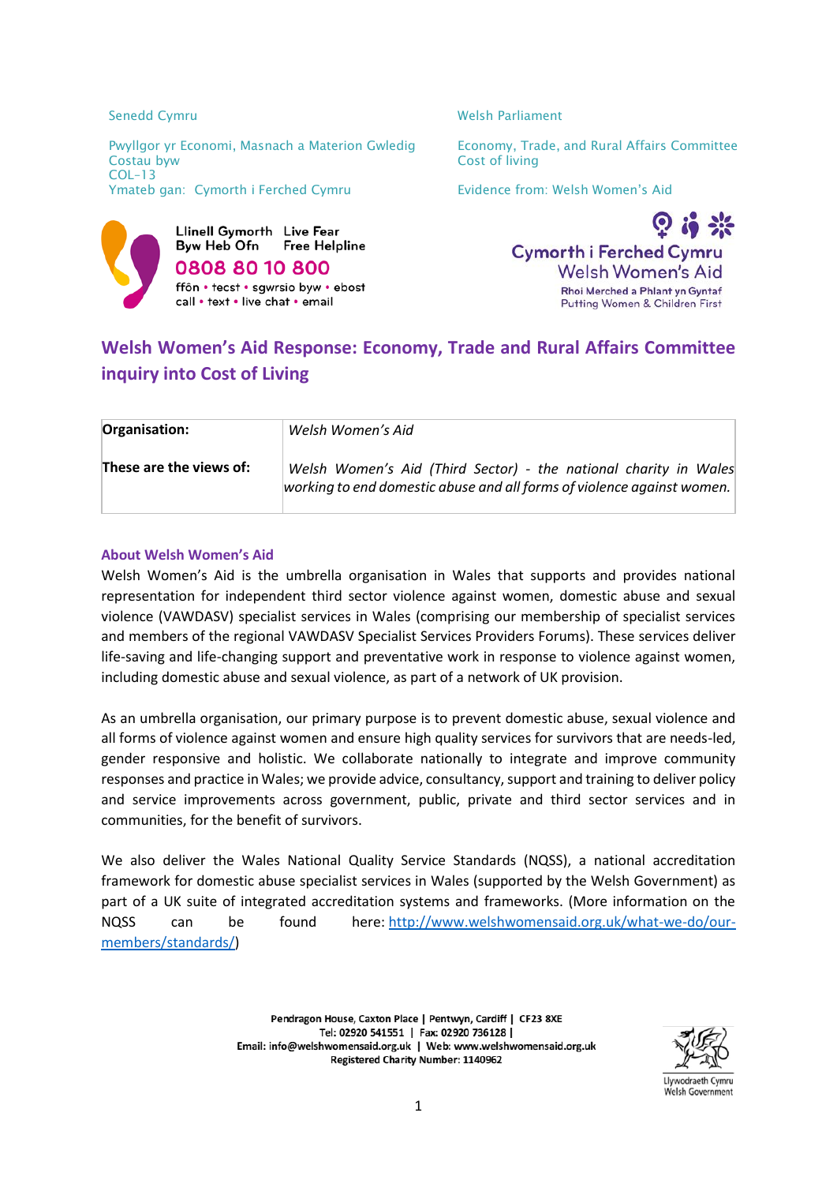Senedd Cymru

Pwyllgor yr Economi, Masnach a Materion Gwledig
Costau byw
COL-13
Ymateb gan: Cymorth i Ferched Cymru

Welsh Parliament

Economy, Trade, and Rural Affairs Committee
Cost of living

Evidence from: Welsh Women's Aid

Llinell Gymorth Byw Heb Ofn
Live Fear Free Helpline
0808 80 10 800
ffôn • tecst • sgwrsio byw • ebost
call • text • live chat • email

Cymorth i Ferched Cymru
Welsh Women's Aid
Rhoi Merched a Phlant yn Gyntaf
Putting Women & Children First

# Welsh Women's Aid Response: Economy, Trade and Rural Affairs Committee inquiry into Cost of Living

| **Organisation:** | *Welsh Women's Aid* |
|---|---|
| **These are the views of:** | *Welsh Women's Aid (Third Sector) - the national charity in Wales working to end domestic abuse and all forms of violence against women.* |

## About Welsh Women's Aid

Welsh Women's Aid is the umbrella organisation in Wales that supports and provides national representation for independent third sector violence against women, domestic abuse and sexual violence (VAWDASV) specialist services in Wales (comprising our membership of specialist services and members of the regional VAWDASV Specialist Services Providers Forums). These services deliver life-saving and life-changing support and preventative work in response to violence against women, including domestic abuse and sexual violence, as part of a network of UK provision.

As an umbrella organisation, our primary purpose is to prevent domestic abuse, sexual violence and all forms of violence against women and ensure high quality services for survivors that are needs-led, gender responsive and holistic. We collaborate nationally to integrate and improve community responses and practice in Wales; we provide advice, consultancy, support and training to deliver policy and service improvements across government, public, private and third sector services and in communities, for the benefit of survivors.

We also deliver the Wales National Quality Service Standards (NQSS), a national accreditation framework for domestic abuse specialist services in Wales (supported by the Welsh Government) as part of a UK suite of integrated accreditation systems and frameworks. (More information on the NQSS can be found here: [http://www.welshwomensaid.org.uk/what-we-do/our-members/standards/](http://www.welshwomensaid.org.uk/what-we-do/our-members/standards/))

Pendragon House, Caxton Place | Pentwyn, Cardiff | CF23 8XE
Tel: 02920 541551 | Fax: 02920 736128 |
Email: info@welshwomensaid.org.uk | Web: www.welshwomensaid.org.uk
Registered Charity Number: 1140962

Llywodraeth Cymru
Welsh Government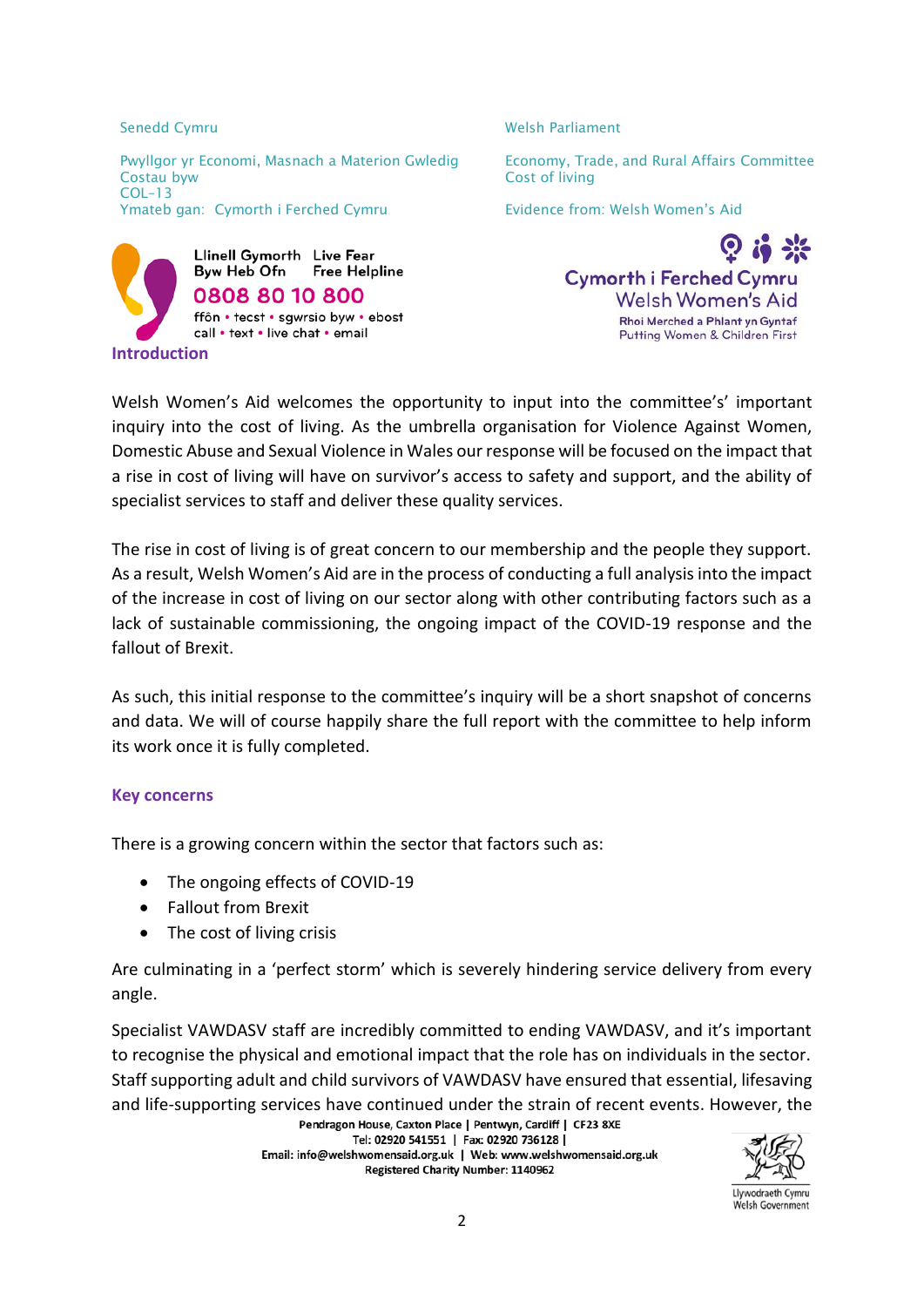Senedd Cymru

Pwyllgor yr Economi, Masnach a Materion Gwledig
Costau byw
COL–13
Ymateb gan: Cymorth i Ferched Cymru

Welsh Parliament

Economy, Trade, and Rural Affairs Committee
Cost of living

Evidence from: Welsh Women's Aid

Llinell Gymorth Byw Heb Ofn | Live Fear Free Helpline
0808 80 10 800
ffôn • tecst • sgwrsio byw • ebost
call • text • live chat • email

Cymorth i Ferched Cymru
Welsh Women's Aid
Rhoi Merched a Phlant yn Gyntaf
Putting Women & Children First

## Introduction

Welsh Women's Aid welcomes the opportunity to input into the committee's' important inquiry into the cost of living. As the umbrella organisation for Violence Against Women, Domestic Abuse and Sexual Violence in Wales our response will be focused on the impact that a rise in cost of living will have on survivor's access to safety and support, and the ability of specialist services to staff and deliver these quality services.

The rise in cost of living is of great concern to our membership and the people they support. As a result, Welsh Women's Aid are in the process of conducting a full analysis into the impact of the increase in cost of living on our sector along with other contributing factors such as a lack of sustainable commissioning, the ongoing impact of the COVID-19 response and the fallout of Brexit.

As such, this initial response to the committee's inquiry will be a short snapshot of concerns and data. We will of course happily share the full report with the committee to help inform its work once it is fully completed.

## Key concerns

There is a growing concern within the sector that factors such as:

- The ongoing effects of COVID-19
- Fallout from Brexit
- The cost of living crisis

Are culminating in a 'perfect storm' which is severely hindering service delivery from every angle.

Specialist VAWDASV staff are incredibly committed to ending VAWDASV, and it's important to recognise the physical and emotional impact that the role has on individuals in the sector. Staff supporting adult and child survivors of VAWDASV have ensured that essential, lifesaving and life-supporting services have continued under the strain of recent events. However, the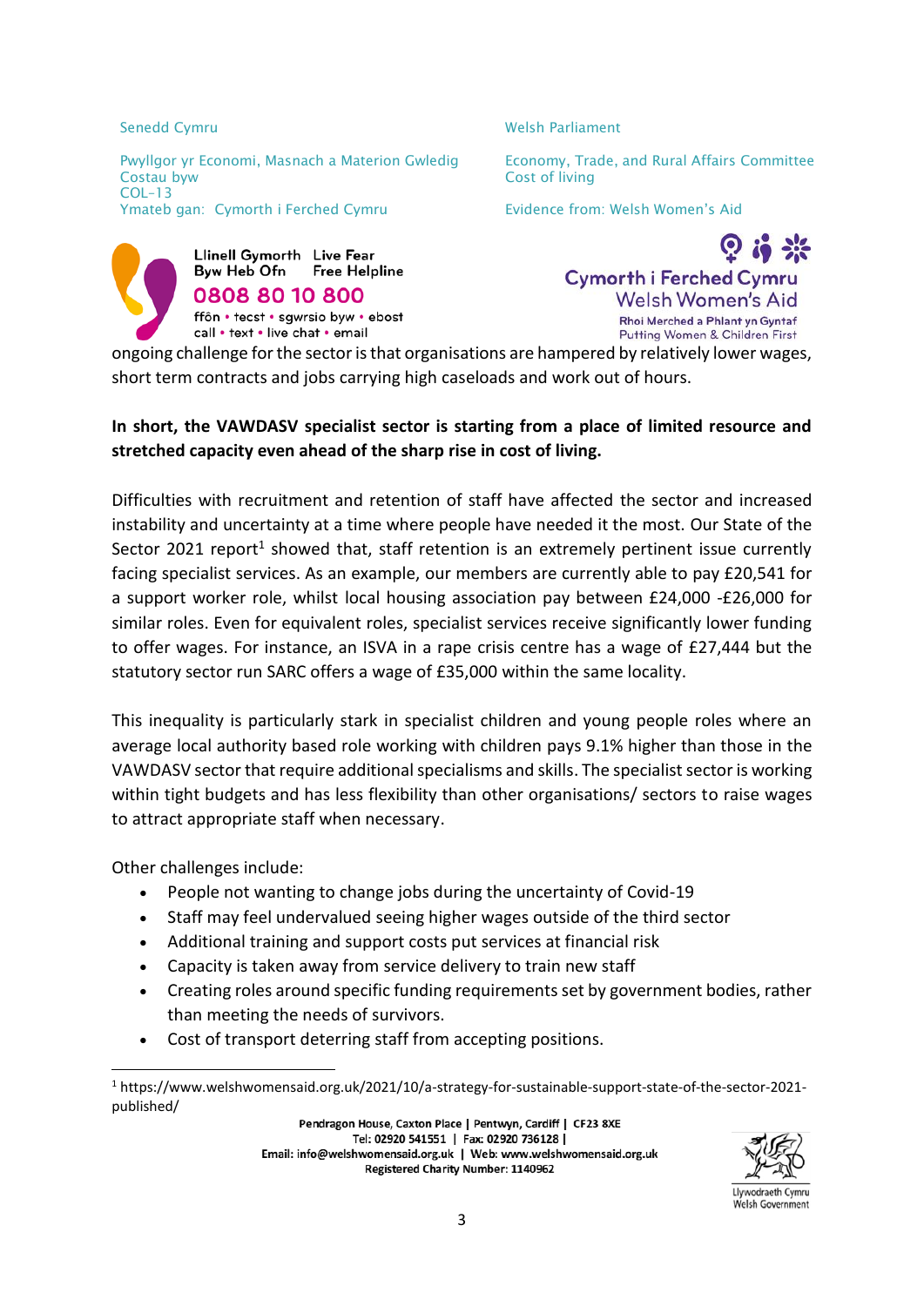ongoing challenge for the sector is that organisations are hampered by relatively lower wages, short term contracts and jobs carrying high caseloads and work out of hours.

**In short, the VAWDASV specialist sector is starting from a place of limited resource and stretched capacity even ahead of the sharp rise in cost of living.**

Difficulties with recruitment and retention of staff have affected the sector and increased instability and uncertainty at a time where people have needed it the most. Our State of the Sector 2021 report[1] showed that, staff retention is an extremely pertinent issue currently facing specialist services. As an example, our members are currently able to pay £20,541 for a support worker role, whilst local housing association pay between £24,000 -£26,000 for similar roles. Even for equivalent roles, specialist services receive significantly lower funding to offer wages. For instance, an ISVA in a rape crisis centre has a wage of £27,444 but the statutory sector run SARC offers a wage of £35,000 within the same locality.

This inequality is particularly stark in specialist children and young people roles where an average local authority based role working with children pays 9.1% higher than those in the VAWDASV sector that require additional specialisms and skills. The specialist sector is working within tight budgets and has less flexibility than other organisations/ sectors to raise wages to attract appropriate staff when necessary.

Other challenges include:

- People not wanting to change jobs during the uncertainty of Covid-19
- Staff may feel undervalued seeing higher wages outside of the third sector
- Additional training and support costs put services at financial risk
- Capacity is taken away from service delivery to train new staff
- Creating roles around specific funding requirements set by government bodies, rather than meeting the needs of survivors.
- Cost of transport deterring staff from accepting positions.

[1] https://www.welshwomensaid.org.uk/2021/10/a-strategy-for-sustainable-support-state-of-the-sector-2021-published/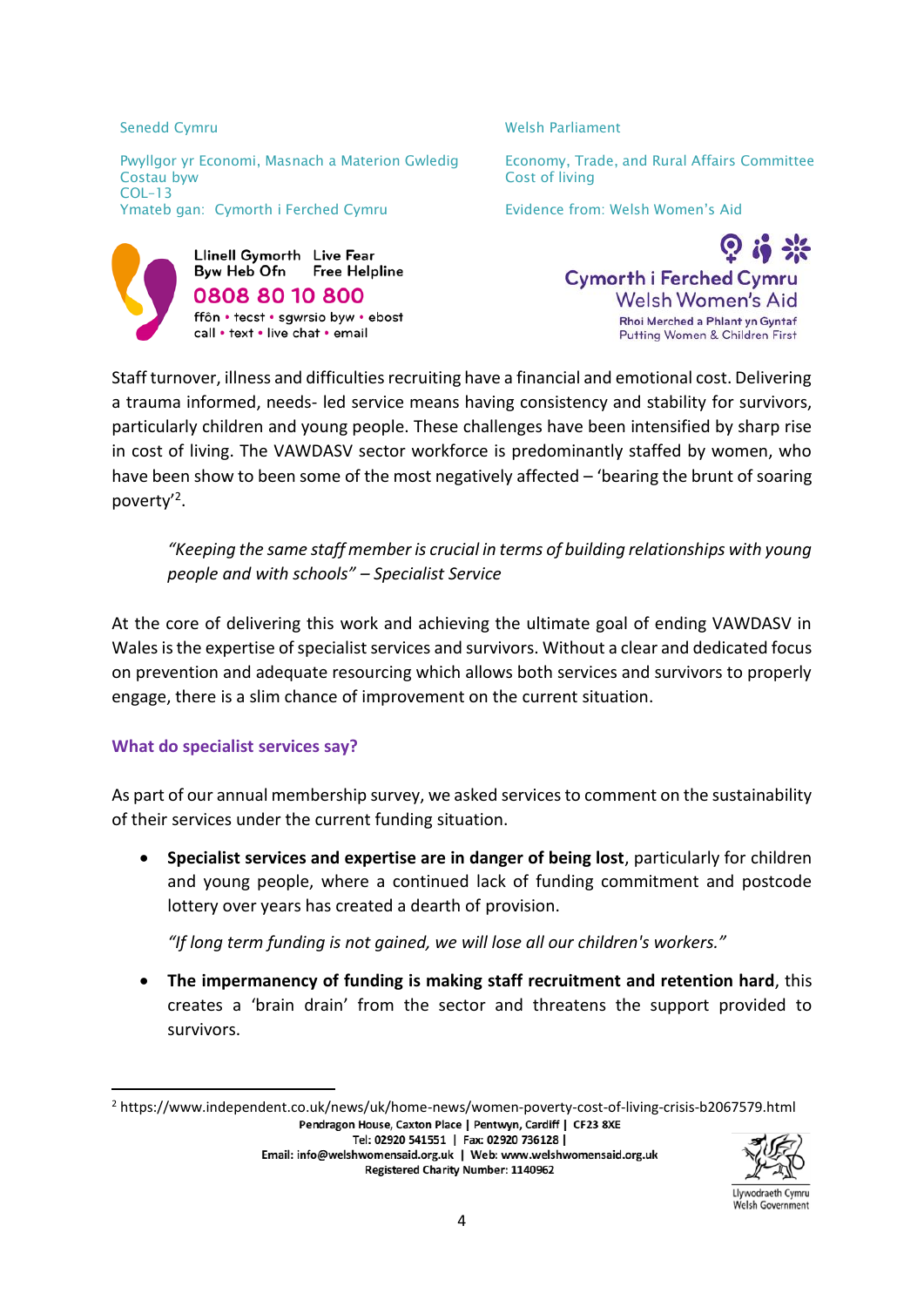Staff turnover, illness and difficulties recruiting have a financial and emotional cost. Delivering a trauma informed, needs- led service means having consistency and stability for survivors, particularly children and young people. These challenges have been intensified by sharp rise in cost of living. The VAWDASV sector workforce is predominantly staffed by women, who have been show to been some of the most negatively affected – 'bearing the brunt of soaring poverty'[2].

> *"Keeping the same staff member is crucial in terms of building relationships with young people and with schools" – Specialist Service*

At the core of delivering this work and achieving the ultimate goal of ending VAWDASV in Wales is the expertise of specialist services and survivors. Without a clear and dedicated focus on prevention and adequate resourcing which allows both services and survivors to properly engage, there is a slim chance of improvement on the current situation.

### What do specialist services say?

As part of our annual membership survey, we asked services to comment on the sustainability of their services under the current funding situation.

- **Specialist services and expertise are in danger of being lost**, particularly for children and young people, where a continued lack of funding commitment and postcode lottery over years has created a dearth of provision.

  *"If long term funding is not gained, we will lose all our children's workers."*

- **The impermanency of funding is making staff recruitment and retention hard**, this creates a 'brain drain' from the sector and threatens the support provided to survivors.

---

[2] https://www.independent.co.uk/news/uk/home-news/women-poverty-cost-of-living-crisis-b2067579.html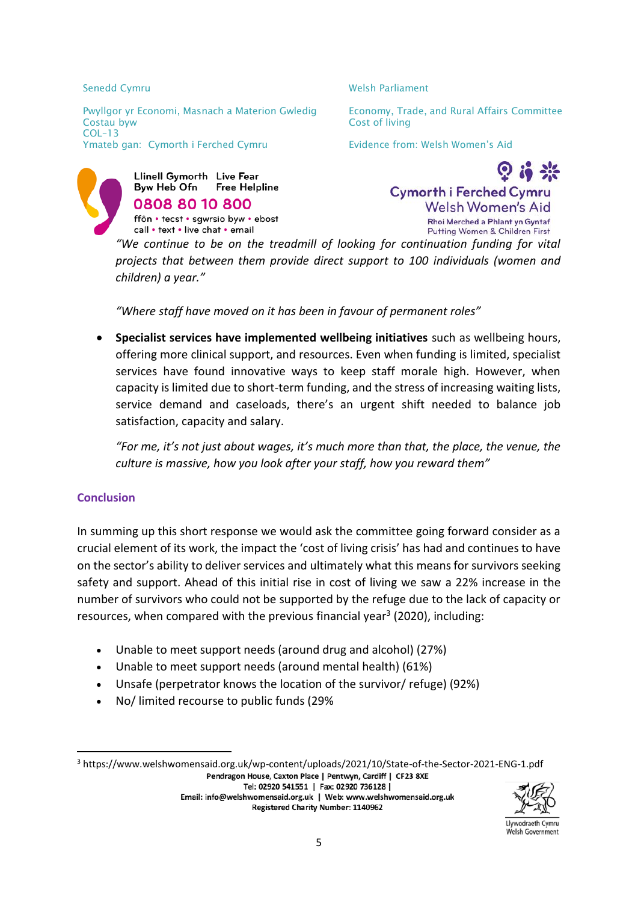*"We continue to be on the treadmill of looking for continuation funding for vital projects that between them provide direct support to 100 individuals (women and children) a year."*

*"Where staff have moved on it has been in favour of permanent roles"*

- **Specialist services have implemented wellbeing initiatives** such as wellbeing hours, offering more clinical support, and resources. Even when funding is limited, specialist services have found innovative ways to keep staff morale high. However, when capacity is limited due to short-term funding, and the stress of increasing waiting lists, service demand and caseloads, there's an urgent shift needed to balance job satisfaction, capacity and salary.

  *"For me, it's not just about wages, it's much more than that, the place, the venue, the culture is massive, how you look after your staff, how you reward them"*

## Conclusion

In summing up this short response we would ask the committee going forward consider as a crucial element of its work, the impact the 'cost of living crisis' has had and continues to have on the sector's ability to deliver services and ultimately what this means for survivors seeking safety and support. Ahead of this initial rise in cost of living we saw a 22% increase in the number of survivors who could not be supported by the refuge due to the lack of capacity or resources, when compared with the previous financial year[3] (2020), including:

- Unable to meet support needs (around drug and alcohol) (27%)
- Unable to meet support needs (around mental health) (61%)
- Unsafe (perpetrator knows the location of the survivor/ refuge) (92%)
- No/ limited recourse to public funds (29%

[3] https://www.welshwomensaid.org.uk/wp-content/uploads/2021/10/State-of-the-Sector-2021-ENG-1.pdf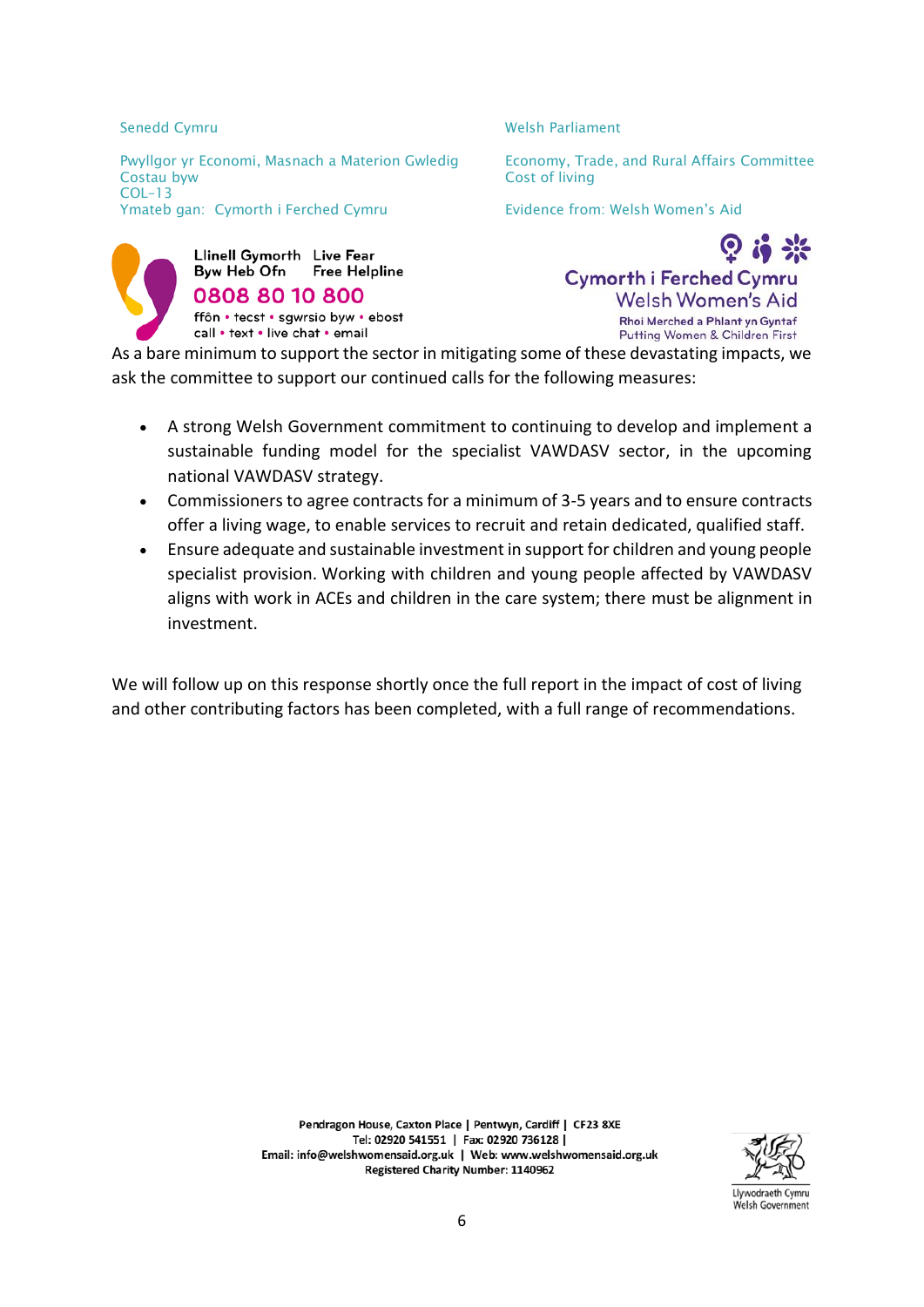As a bare minimum to support the sector in mitigating some of these devastating impacts, we ask the committee to support our continued calls for the following measures:

- A strong Welsh Government commitment to continuing to develop and implement a sustainable funding model for the specialist VAWDASV sector, in the upcoming national VAWDASV strategy.
- Commissioners to agree contracts for a minimum of 3-5 years and to ensure contracts offer a living wage, to enable services to recruit and retain dedicated, qualified staff.
- Ensure adequate and sustainable investment in support for children and young people specialist provision. Working with children and young people affected by VAWDASV aligns with work in ACEs and children in the care system; there must be alignment in investment.

We will follow up on this response shortly once the full report in the impact of cost of living and other contributing factors has been completed, with a full range of recommendations.